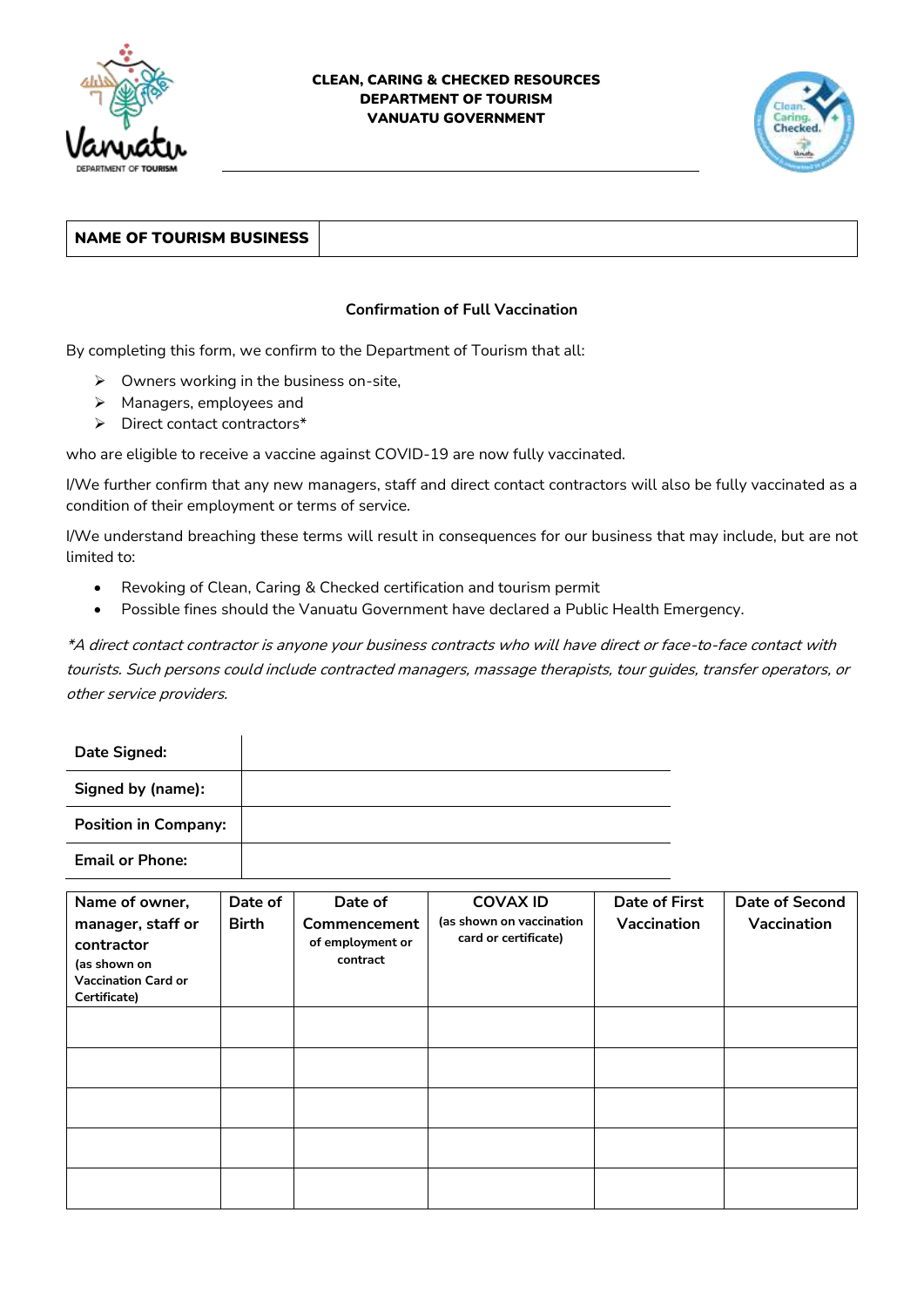**CLEAN, CARING & CHECKED RESOURCES**
**DEPARTMENT OF TOURISM**
**VANUATU GOVERNMENT**

| **NAME OF TOURISM BUSINESS** | |
|---|---|

**Confirmation of Full Vaccination**

By completing this form, we confirm to the Department of Tourism that all:

- Owners working in the business on-site,
- Managers, employees and
- Direct contact contractors*

who are eligible to receive a vaccine against COVID-19 are now fully vaccinated.

I/We further confirm that any new managers, staff and direct contact contractors will also be fully vaccinated as a condition of their employment or terms of service.

I/We understand breaching these terms will result in consequences for our business that may include, but are not limited to:

- Revoking of Clean, Caring & Checked certification and tourism permit
- Possible fines should the Vanuatu Government have declared a Public Health Emergency.

*\*A direct contact contractor is anyone your business contracts who will have direct or face-to-face contact with tourists. Such persons could include contracted managers, massage therapists, tour guides, transfer operators, or other service providers.*

| | |
|---|---|
| **Date Signed:** | |
| **Signed by (name):** | |
| **Position in Company:** | |
| **Email or Phone:** | |

| **Name of owner, manager, staff or contractor** (as shown on Vaccination Card or Certificate) | **Date of Birth** | **Date of Commencement** of employment or contract | **COVAX ID** (as shown on vaccination card or certificate) | **Date of First Vaccination** | **Date of Second Vaccination** |
|---|---|---|---|---|---|
| | | | | | |
| | | | | | |
| | | | | | |
| | | | | | |
| | | | | | |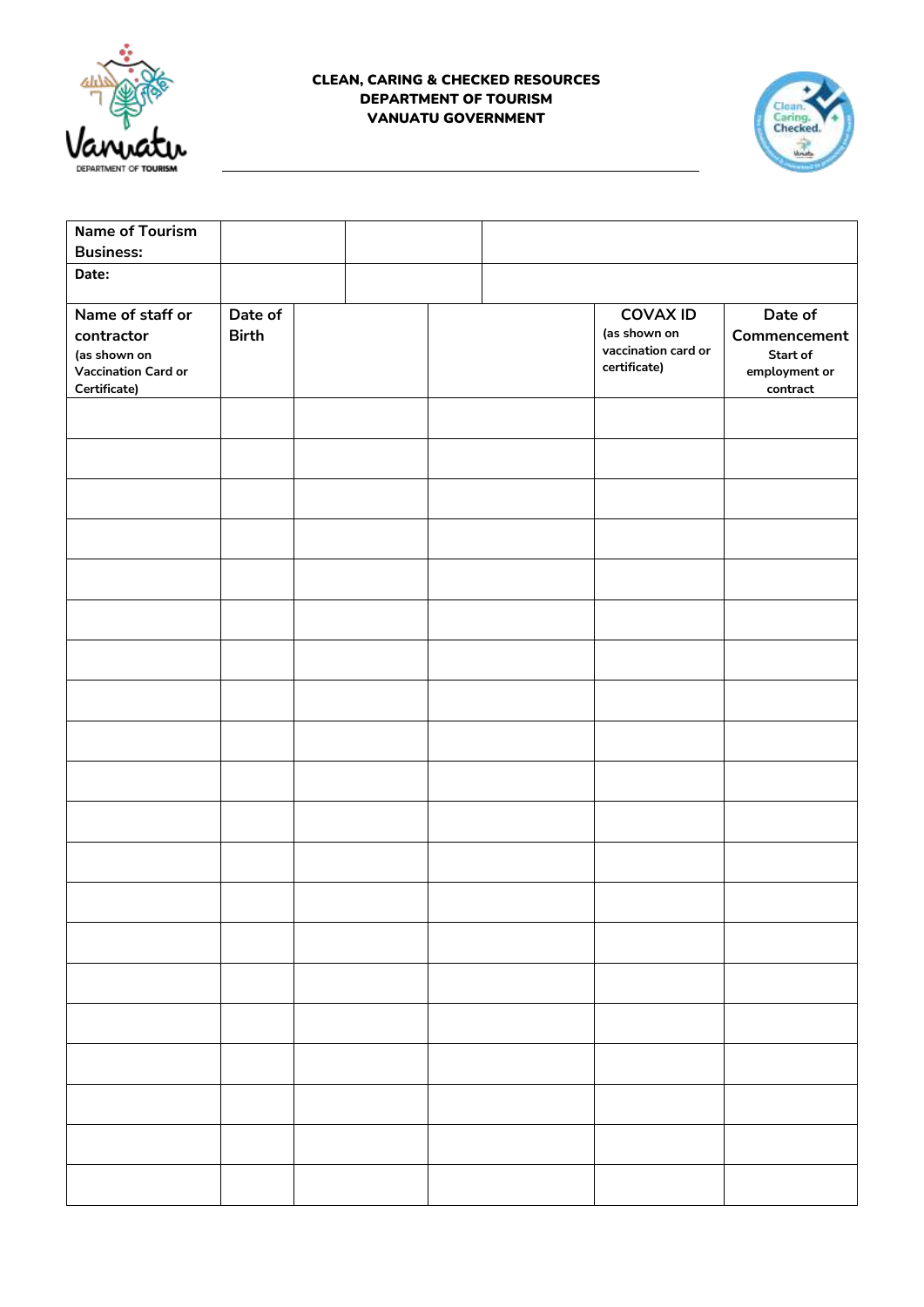**CLEAN, CARING & CHECKED RESOURCES**
**DEPARTMENT OF TOURISM**
**VANUATU GOVERNMENT**

| | | | |
|---|---|---|---|
| Name of Tourism Business: | | | |
| Date: | | | |

| Name of staff or contractor (as shown on Vaccination Card or Certificate) | Date of Birth | | | COVAX ID (as shown on vaccination card or certificate) | Date of Commencement Start of employment or contract |
|---|---|---|---|---|---|
| | | | | | |
| | | | | | |
| | | | | | |
| | | | | | |
| | | | | | |
| | | | | | |
| | | | | | |
| | | | | | |
| | | | | | |
| | | | | | |
| | | | | | |
| | | | | | |
| | | | | | |
| | | | | | |
| | | | | | |
| | | | | | |
| | | | | | |
| | | | | | |
| | | | | | |
| | | | | | |